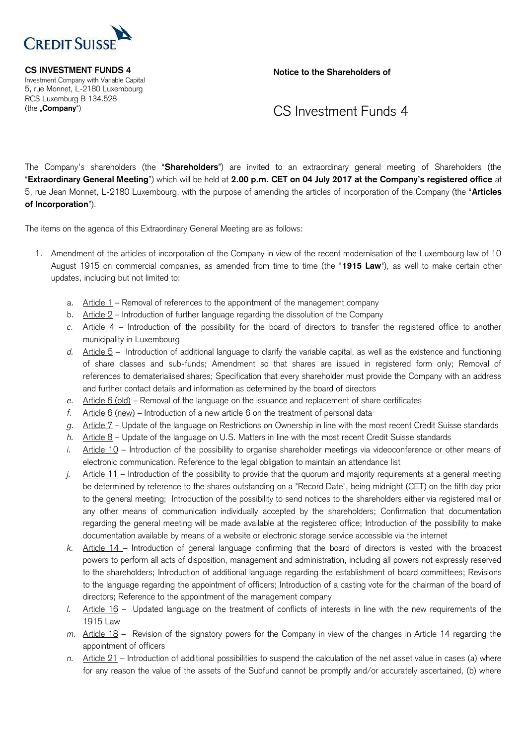CREDIT SUISSE

**CS INVESTMENT FUNDS 4**
Investment Company with Variable Capital
5, rue Monnet, L-2180 Luxembourg
RCS Luxemburg B 134.528
(the „**Company**")

**Notice to the Shareholders of**

# CS Investment Funds 4

The Company's shareholders (the "**Shareholders**") are invited to an extraordinary general meeting of Shareholders (the "**Extraordinary General Meeting**") which will be held at **2.00 p.m. CET on 04 July 2017 at the Company's registered office** at 5, rue Jean Monnet, L-2180 Luxembourg, with the purpose of amending the articles of incorporation of the Company (the "**Articles of Incorporation**").

The items on the agenda of this Extraordinary General Meeting are as follows:

1. Amendment of the articles of incorporation of the Company in view of the recent modernisation of the Luxembourg law of 10 August 1915 on commercial companies, as amended from time to time (the "**1915 Law**"), as well to make certain other updates, including but not limited to:

   a. Article 1 – Removal of references to the appointment of the management company
   b. Article 2 – Introduction of further language regarding the dissolution of the Company
   c. Article 4 – Introduction of the possibility for the board of directors to transfer the registered office to another municipality in Luxembourg
   d. Article 5 – Introduction of additional language to clarify the variable capital, as well as the existence and functioning of share classes and sub-funds; Amendment so that shares are issued in registered form only; Removal of references to dematerialised shares; Specification that every shareholder must provide the Company with an address and further contact details and information as determined by the board of directors
   e. Article 6 (old) – Removal of the language on the issuance and replacement of share certificates
   f. Article 6 (new) – Introduction of a new article 6 on the treatment of personal data
   g. Article 7 – Update of the language on Restrictions on Ownership in line with the most recent Credit Suisse standards
   h. Article 8 – Update of the language on U.S. Matters in line with the most recent Credit Suisse standards
   i. Article 10 – Introduction of the possibility to organise shareholder meetings via videoconference or other means of electronic communication. Reference to the legal obligation to maintain an attendance list
   j. Article 11 – Introduction of the possibility to provide that the quorum and majority requirements at a general meeting be determined by reference to the shares outstanding on a "Record Date", being midnight (CET) on the fifth day prior to the general meeting; Introduction of the possibility to send notices to the shareholders either via registered mail or any other means of communication individually accepted by the shareholders; Confirmation that documentation regarding the general meeting will be made available at the registered office; Introduction of the possibility to make documentation available by means of a website or electronic storage service accessible via the internet
   k. Article 14 – Introduction of general language confirming that the board of directors is vested with the broadest powers to perform all acts of disposition, management and administration, including all powers not expressly reserved to the shareholders; Introduction of additional language regarding the establishment of board committees; Revisions to the language regarding the appointment of officers; Introduction of a casting vote for the chairman of the board of directors; Reference to the appointment of the management company
   l. Article 16 – Updated language on the treatment of conflicts of interests in line with the new requirements of the 1915 Law
   m. Article 18 – Revision of the signatory powers for the Company in view of the changes in Article 14 regarding the appointment of officers
   n. Article 21 – Introduction of additional possibilities to suspend the calculation of the net asset value in cases (a) where for any reason the value of the assets of the Subfund cannot be promptly and/or accurately ascertained, (b) where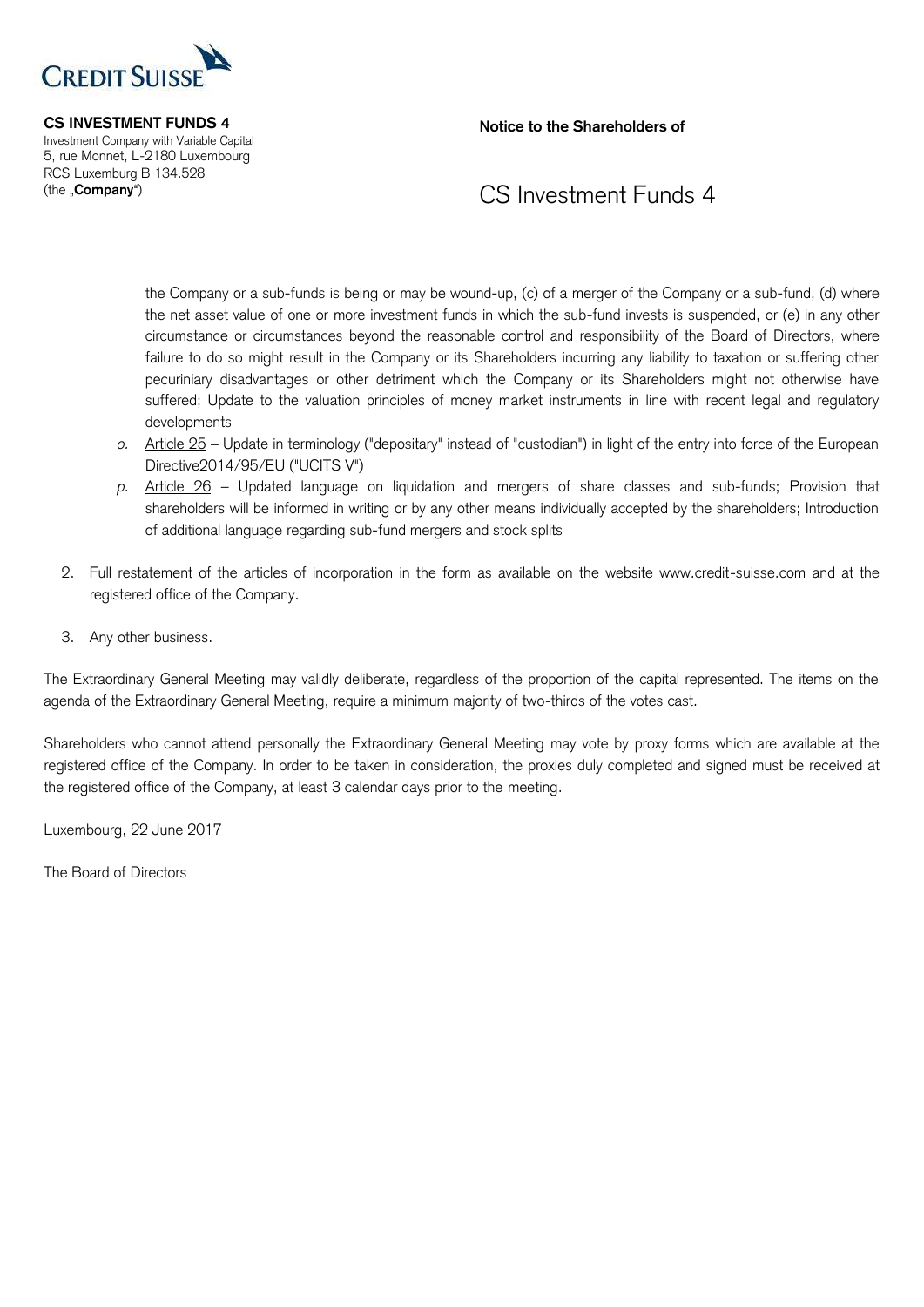**CS INVESTMENT FUNDS 4**
Investment Company with Variable Capital
5, rue Monnet, L-2180 Luxembourg
RCS Luxembourg B 134.528
(the „**Company**")

**Notice to the Shareholders of**

# CS Investment Funds 4

the Company or a sub-funds is being or may be wound-up, (c) of a merger of the Company or a sub-fund, (d) where the net asset value of one or more investment funds in which the sub-fund invests is suspended, or (e) in any other circumstance or circumstances beyond the reasonable control and responsibility of the Board of Directors, where failure to do so might result in the Company or its Shareholders incurring any liability to taxation or suffering other pecuriniary disadvantages or other detriment which the Company or its Shareholders might not otherwise have suffered; Update to the valuation principles of money market instruments in line with recent legal and regulatory developments

*o.* Article 25 – Update in terminology ("depositary" instead of "custodian") in light of the entry into force of the European Directive2014/95/EU ("UCITS V")

*p.* Article 26 – Updated language on liquidation and mergers of share classes and sub-funds; Provision that shareholders will be informed in writing or by any other means individually accepted by the shareholders; Introduction of additional language regarding sub-fund mergers and stock splits

2. Full restatement of the articles of incorporation in the form as available on the website www.credit-suisse.com and at the registered office of the Company.

3. Any other business.

The Extraordinary General Meeting may validly deliberate, regardless of the proportion of the capital represented. The items on the agenda of the Extraordinary General Meeting, require a minimum majority of two-thirds of the votes cast.

Shareholders who cannot attend personally the Extraordinary General Meeting may vote by proxy forms which are available at the registered office of the Company. In order to be taken in consideration, the proxies duly completed and signed must be received at the registered office of the Company, at least 3 calendar days prior to the meeting.

Luxembourg, 22 June 2017

The Board of Directors